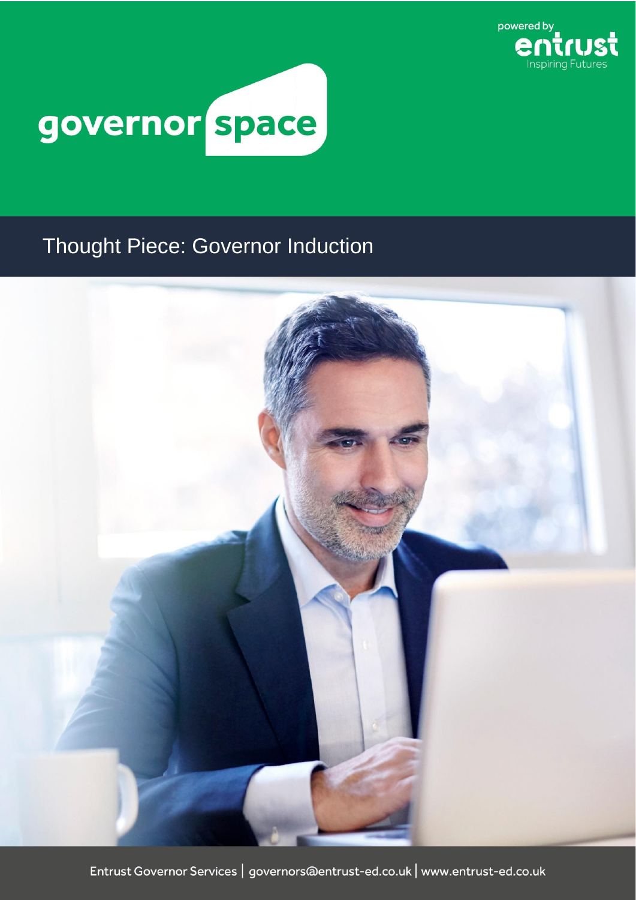powered by **entrust** Inspiring Futures

# governor space

## Thought Piece: Governor Induction

Entrust Governor Services | governors@entrust-ed.co.uk | www.entrust-ed.co.uk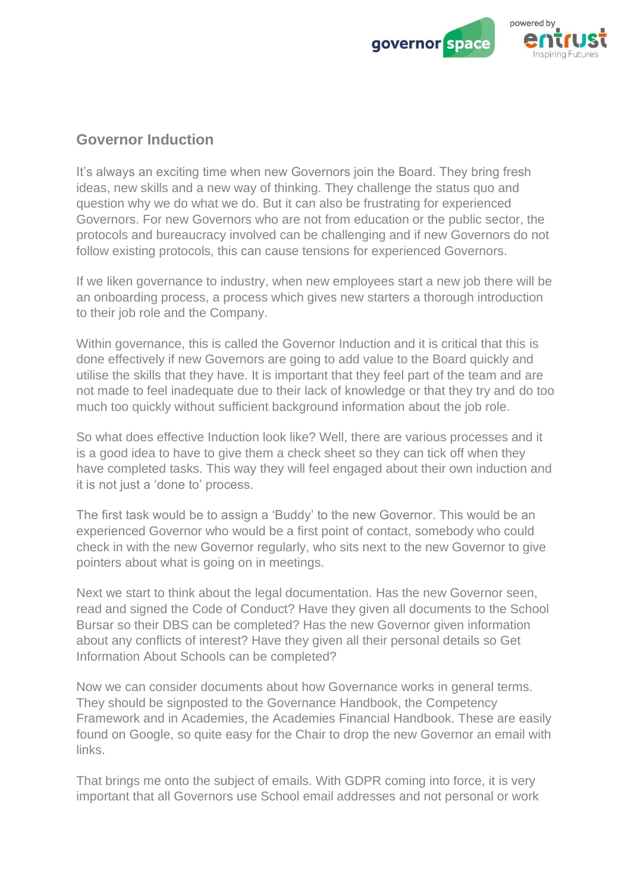## Governor Induction

It's always an exciting time when new Governors join the Board. They bring fresh ideas, new skills and a new way of thinking. They challenge the status quo and question why we do what we do. But it can also be frustrating for experienced Governors. For new Governors who are not from education or the public sector, the protocols and bureaucracy involved can be challenging and if new Governors do not follow existing protocols, this can cause tensions for experienced Governors.

If we liken governance to industry, when new employees start a new job there will be an onboarding process, a process which gives new starters a thorough introduction to their job role and the Company.

Within governance, this is called the Governor Induction and it is critical that this is done effectively if new Governors are going to add value to the Board quickly and utilise the skills that they have. It is important that they feel part of the team and are not made to feel inadequate due to their lack of knowledge or that they try and do too much too quickly without sufficient background information about the job role.

So what does effective Induction look like? Well, there are various processes and it is a good idea to have to give them a check sheet so they can tick off when they have completed tasks. This way they will feel engaged about their own induction and it is not just a 'done to' process.

The first task would be to assign a 'Buddy' to the new Governor. This would be an experienced Governor who would be a first point of contact, somebody who could check in with the new Governor regularly, who sits next to the new Governor to give pointers about what is going on in meetings.

Next we start to think about the legal documentation. Has the new Governor seen, read and signed the Code of Conduct? Have they given all documents to the School Bursar so their DBS can be completed? Has the new Governor given information about any conflicts of interest? Have they given all their personal details so Get Information About Schools can be completed?

Now we can consider documents about how Governance works in general terms. They should be signposted to the Governance Handbook, the Competency Framework and in Academies, the Academies Financial Handbook. These are easily found on Google, so quite easy for the Chair to drop the new Governor an email with links.

That brings me onto the subject of emails. With GDPR coming into force, it is very important that all Governors use School email addresses and not personal or work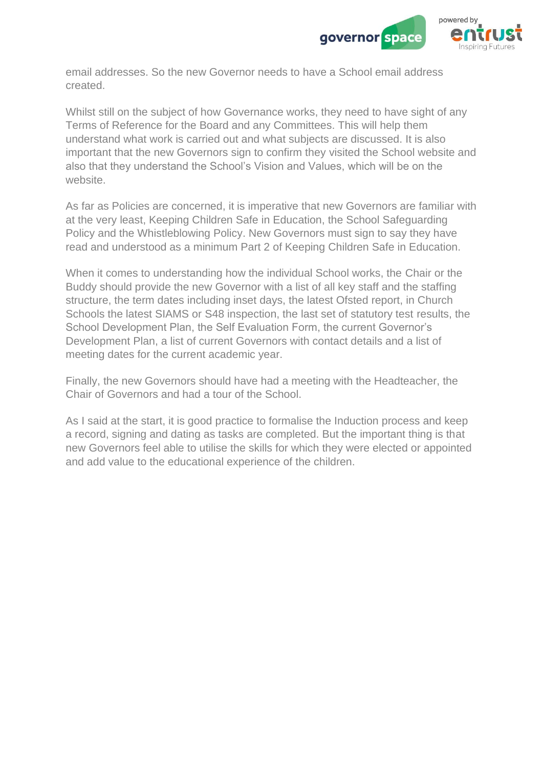email addresses. So the new Governor needs to have a School email address created.

Whilst still on the subject of how Governance works, they need to have sight of any Terms of Reference for the Board and any Committees. This will help them understand what work is carried out and what subjects are discussed. It is also important that the new Governors sign to confirm they visited the School website and also that they understand the School's Vision and Values, which will be on the website.

As far as Policies are concerned, it is imperative that new Governors are familiar with at the very least, Keeping Children Safe in Education, the School Safeguarding Policy and the Whistleblowing Policy. New Governors must sign to say they have read and understood as a minimum Part 2 of Keeping Children Safe in Education.

When it comes to understanding how the individual School works, the Chair or the Buddy should provide the new Governor with a list of all key staff and the staffing structure, the term dates including inset days, the latest Ofsted report, in Church Schools the latest SIAMS or S48 inspection, the last set of statutory test results, the School Development Plan, the Self Evaluation Form, the current Governor's Development Plan, a list of current Governors with contact details and a list of meeting dates for the current academic year.

Finally, the new Governors should have had a meeting with the Headteacher, the Chair of Governors and had a tour of the School.

As I said at the start, it is good practice to formalise the Induction process and keep a record, signing and dating as tasks are completed. But the important thing is that new Governors feel able to utilise the skills for which they were elected or appointed and add value to the educational experience of the children.